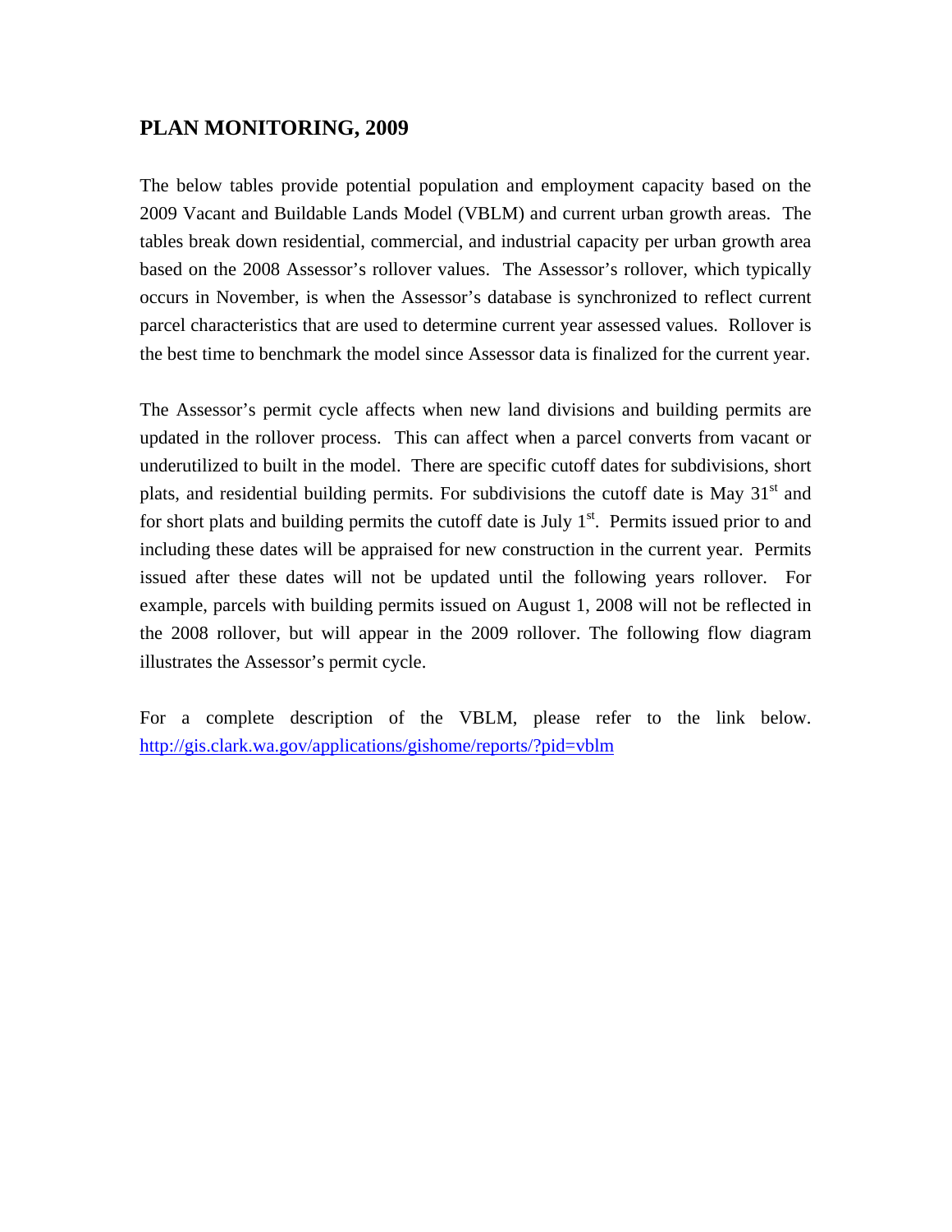## PLAN MONITORING, 2009

The below tables provide potential population and employment capacity based on the 2009 Vacant and Buildable Lands Model (VBLM) and current urban growth areas. The tables break down residential, commercial, and industrial capacity per urban growth area based on the 2008 Assessor's rollover values. The Assessor's rollover, which typically occurs in November, is when the Assessor's database is synchronized to reflect current parcel characteristics that are used to determine current year assessed values. Rollover is the best time to benchmark the model since Assessor data is finalized for the current year.

The Assessor's permit cycle affects when new land divisions and building permits are updated in the rollover process. This can affect when a parcel converts from vacant or underutilized to built in the model. There are specific cutoff dates for subdivisions, short plats, and residential building permits. For subdivisions the cutoff date is May 31st and for short plats and building permits the cutoff date is July 1st. Permits issued prior to and including these dates will be appraised for new construction in the current year. Permits issued after these dates will not be updated until the following years rollover. For example, parcels with building permits issued on August 1, 2008 will not be reflected in the 2008 rollover, but will appear in the 2009 rollover. The following flow diagram illustrates the Assessor's permit cycle.

For a complete description of the VBLM, please refer to the link below. http://gis.clark.wa.gov/applications/gishome/reports/?pid=vblm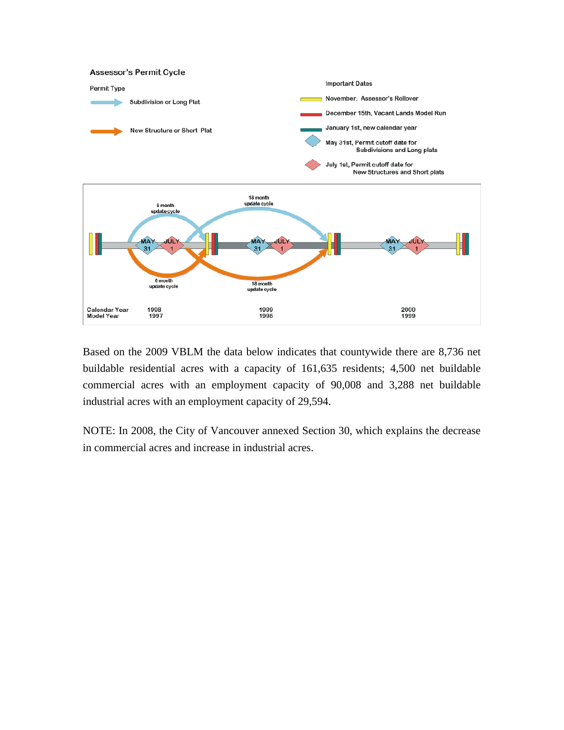**Assessor's Permit Cycle**

Permit Type

- Subdivision or Long Plat
- New Structure or Short Plat

Important Dates

- November, Assessor's Rollover
- December 15th, Vacant Lands Model Run
- January 1st, new calendar year
- May 31st, Permit cutoff date for Subdivisions and Long plats
- July 1st, Permit cutoff date for New Structures and Short plats

6 month update cycle

18 month update cycle

| Calendar Year | 1998 | 1999 | 2000 |
| --- | --- | --- | --- |
| Model Year | 1997 | 1998 | 1999 |

Based on the 2009 VBLM the data below indicates that countywide there are 8,736 net buildable residential acres with a capacity of 161,635 residents; 4,500 net buildable commercial acres with an employment capacity of 90,008 and 3,288 net buildable industrial acres with an employment capacity of 29,594.

NOTE: In 2008, the City of Vancouver annexed Section 30, which explains the decrease in commercial acres and increase in industrial acres.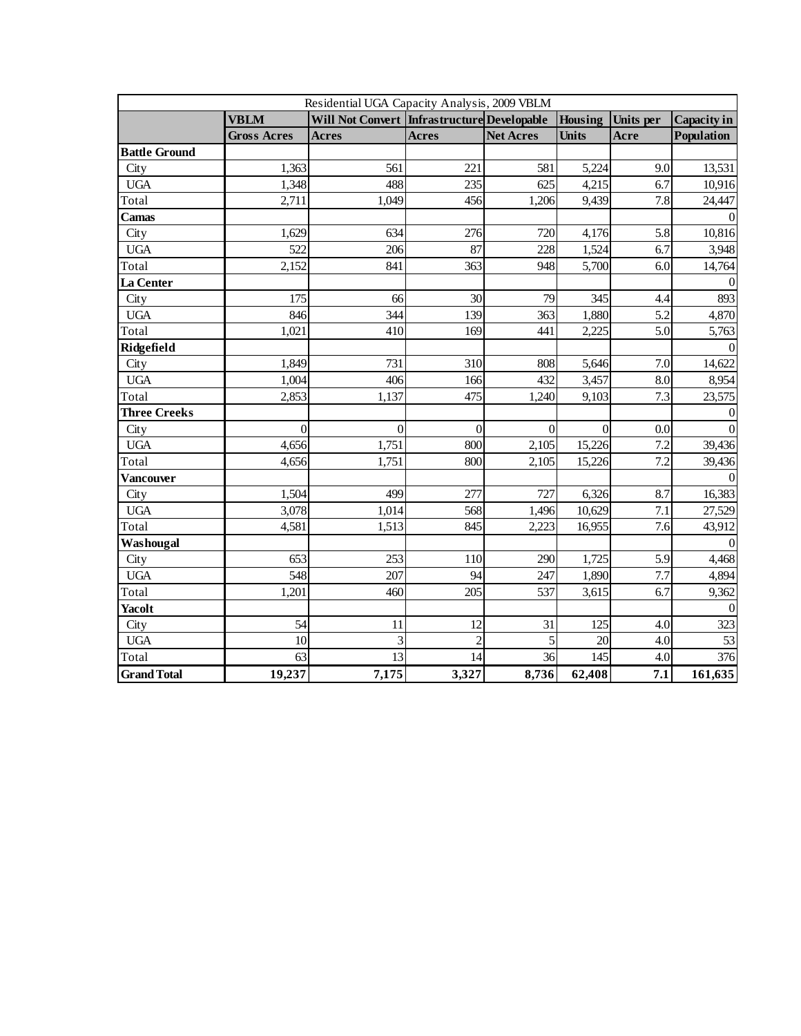| Residential UGA Capacity Analysis, 2009 VBLM | | | | | | | |
|---|---|---|---|---|---|---|---|
| | **VBLM Gross Acres** | **Will Not Convert Acres** | **Infrastructure Acres** | **Developable Net Acres** | **Housing Units** | **Units per Acre** | **Capacity in Population** |
| **Battle Ground** | | | | | | | |
| City | 1,363 | 561 | 221 | 581 | 5,224 | 9.0 | 13,531 |
| UGA | 1,348 | 488 | 235 | 625 | 4,215 | 6.7 | 10,916 |
| Total | 2,711 | 1,049 | 456 | 1,206 | 9,439 | 7.8 | 24,447 |
| **Camas** | | | | | | | 0 |
| City | 1,629 | 634 | 276 | 720 | 4,176 | 5.8 | 10,816 |
| UGA | 522 | 206 | 87 | 228 | 1,524 | 6.7 | 3,948 |
| Total | 2,152 | 841 | 363 | 948 | 5,700 | 6.0 | 14,764 |
| **La Center** | | | | | | | 0 |
| City | 175 | 66 | 30 | 79 | 345 | 4.4 | 893 |
| UGA | 846 | 344 | 139 | 363 | 1,880 | 5.2 | 4,870 |
| Total | 1,021 | 410 | 169 | 441 | 2,225 | 5.0 | 5,763 |
| **Ridgefield** | | | | | | | 0 |
| City | 1,849 | 731 | 310 | 808 | 5,646 | 7.0 | 14,622 |
| UGA | 1,004 | 406 | 166 | 432 | 3,457 | 8.0 | 8,954 |
| Total | 2,853 | 1,137 | 475 | 1,240 | 9,103 | 7.3 | 23,575 |
| **Three Creeks** | | | | | | | 0 |
| City | 0 | 0 | 0 | 0 | 0 | 0.0 | 0 |
| UGA | 4,656 | 1,751 | 800 | 2,105 | 15,226 | 7.2 | 39,436 |
| Total | 4,656 | 1,751 | 800 | 2,105 | 15,226 | 7.2 | 39,436 |
| **Vancouver** | | | | | | | 0 |
| City | 1,504 | 499 | 277 | 727 | 6,326 | 8.7 | 16,383 |
| UGA | 3,078 | 1,014 | 568 | 1,496 | 10,629 | 7.1 | 27,529 |
| Total | 4,581 | 1,513 | 845 | 2,223 | 16,955 | 7.6 | 43,912 |
| **Washougal** | | | | | | | 0 |
| City | 653 | 253 | 110 | 290 | 1,725 | 5.9 | 4,468 |
| UGA | 548 | 207 | 94 | 247 | 1,890 | 7.7 | 4,894 |
| Total | 1,201 | 460 | 205 | 537 | 3,615 | 6.7 | 9,362 |
| **Yacolt** | | | | | | | 0 |
| City | 54 | 11 | 12 | 31 | 125 | 4.0 | 323 |
| UGA | 10 | 3 | 2 | 5 | 20 | 4.0 | 53 |
| Total | 63 | 13 | 14 | 36 | 145 | 4.0 | 376 |
| **Grand Total** | **19,237** | **7,175** | **3,327** | **8,736** | **62,408** | **7.1** | **161,635** |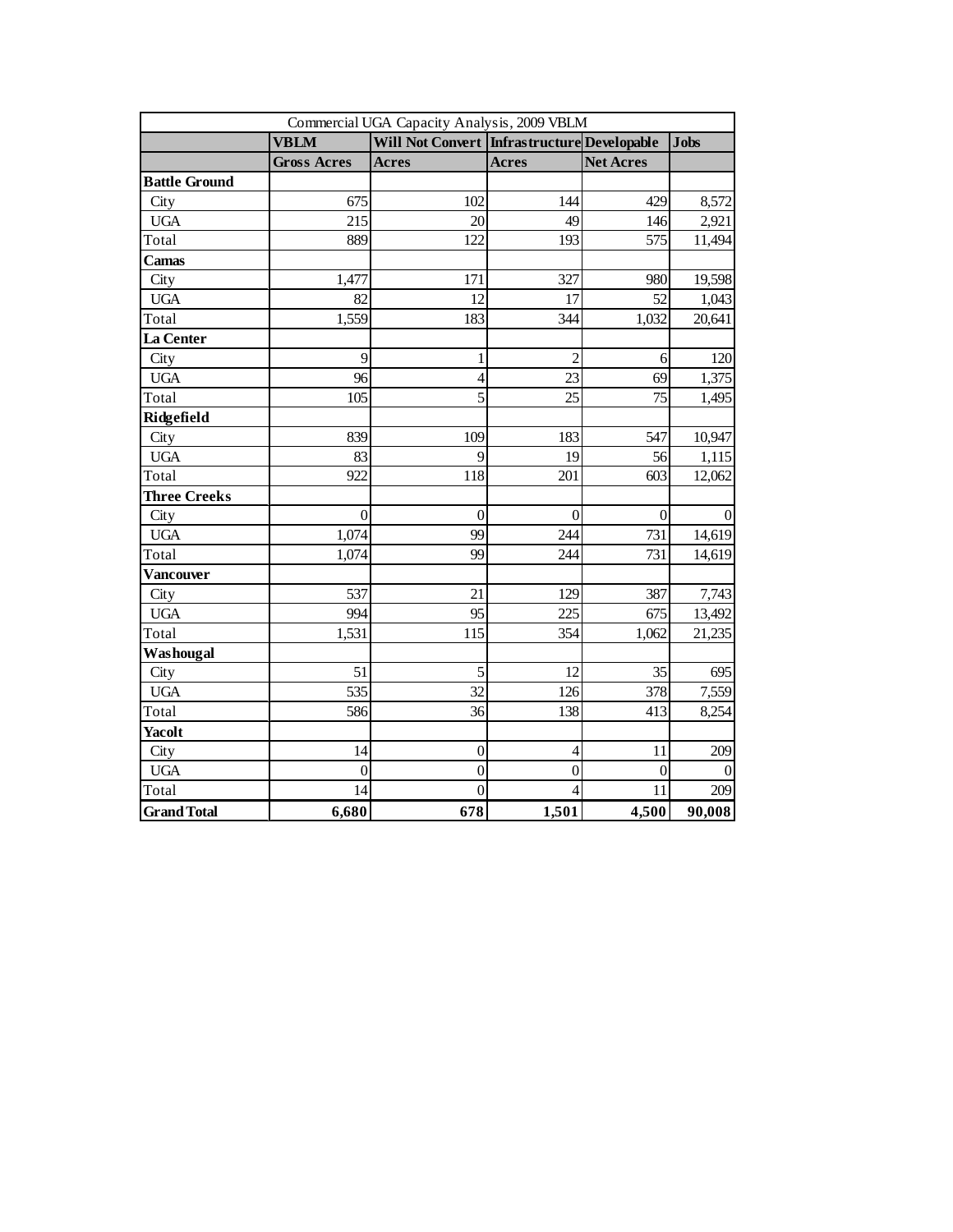| Commercial UGA Capacity Analysis, 2009 VBLM | | | | | |
|---|---|---|---|---|---|
| | **VBLM** | **Will Not Convert** | **Infrastructure** | **Developable** | **Jobs** |
| | **Gross Acres** | **Acres** | **Acres** | **Net Acres** | |
| **Battle Ground** | | | | | |
| City | 675 | 102 | 144 | 429 | 8,572 |
| UGA | 215 | 20 | 49 | 146 | 2,921 |
| Total | 889 | 122 | 193 | 575 | 11,494 |
| **Camas** | | | | | |
| City | 1,477 | 171 | 327 | 980 | 19,598 |
| UGA | 82 | 12 | 17 | 52 | 1,043 |
| Total | 1,559 | 183 | 344 | 1,032 | 20,641 |
| **La Center** | | | | | |
| City | 9 | 1 | 2 | 6 | 120 |
| UGA | 96 | 4 | 23 | 69 | 1,375 |
| Total | 105 | 5 | 25 | 75 | 1,495 |
| **Ridgefield** | | | | | |
| City | 839 | 109 | 183 | 547 | 10,947 |
| UGA | 83 | 9 | 19 | 56 | 1,115 |
| Total | 922 | 118 | 201 | 603 | 12,062 |
| **Three Creeks** | | | | | |
| City | 0 | 0 | 0 | 0 | 0 |
| UGA | 1,074 | 99 | 244 | 731 | 14,619 |
| Total | 1,074 | 99 | 244 | 731 | 14,619 |
| **Vancouver** | | | | | |
| City | 537 | 21 | 129 | 387 | 7,743 |
| UGA | 994 | 95 | 225 | 675 | 13,492 |
| Total | 1,531 | 115 | 354 | 1,062 | 21,235 |
| **Washougal** | | | | | |
| City | 51 | 5 | 12 | 35 | 695 |
| UGA | 535 | 32 | 126 | 378 | 7,559 |
| Total | 586 | 36 | 138 | 413 | 8,254 |
| **Yacolt** | | | | | |
| City | 14 | 0 | 4 | 11 | 209 |
| UGA | 0 | 0 | 0 | 0 | 0 |
| Total | 14 | 0 | 4 | 11 | 209 |
| **Grand Total** | **6,680** | **678** | **1,501** | **4,500** | **90,008** |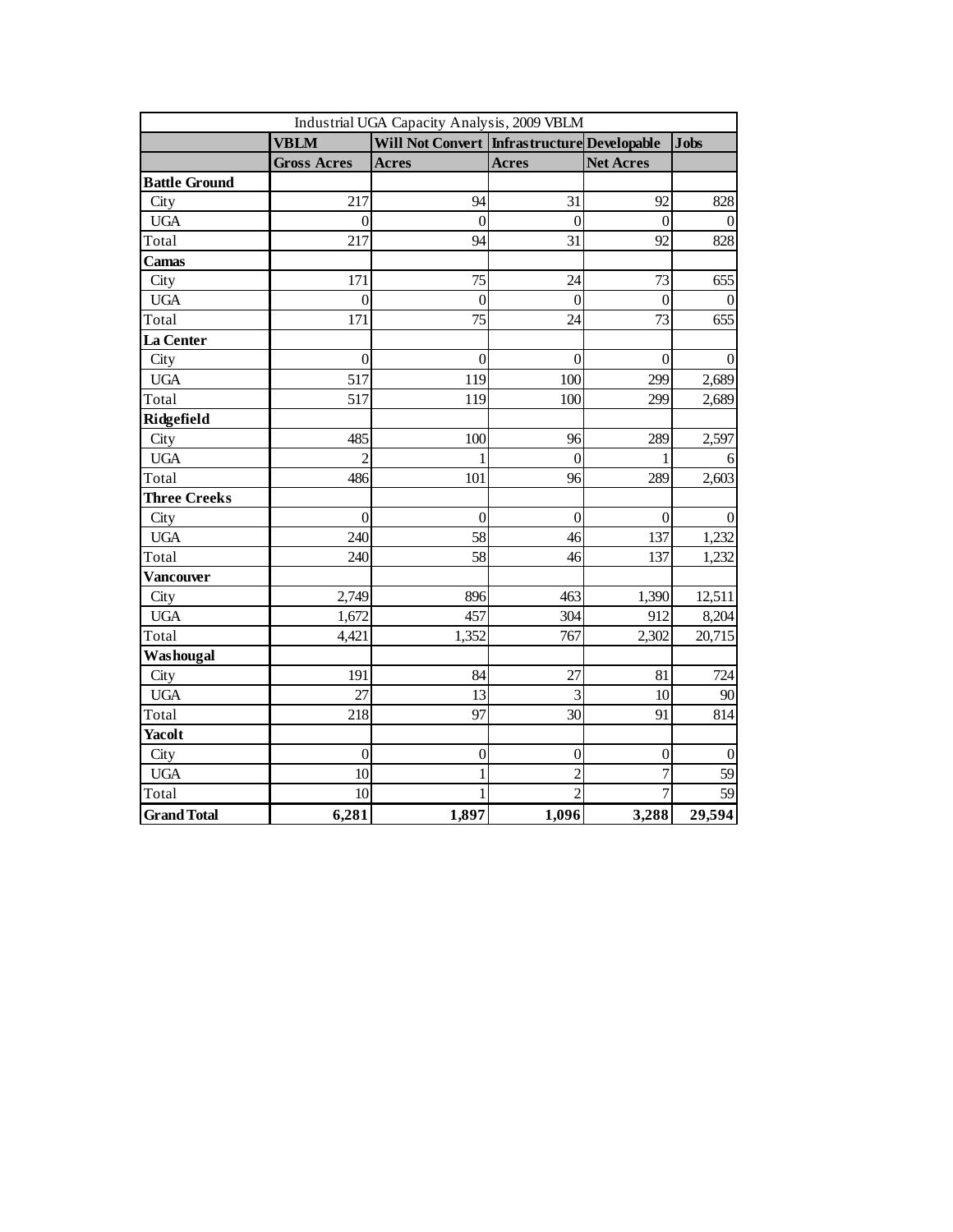| Industrial UGA Capacity Analysis, 2009 VBLM | | | | | |
|---|---|---|---|---|---|
| | **VBLM** | **Will Not Convert** | **Infrastructure** | **Developable** | **Jobs** |
| | **Gross Acres** | **Acres** | **Acres** | **Net Acres** | |
| **Battle Ground** | | | | | |
| City | 217 | 94 | 31 | 92 | 828 |
| UGA | 0 | 0 | 0 | 0 | 0 |
| Total | 217 | 94 | 31 | 92 | 828 |
| **Camas** | | | | | |
| City | 171 | 75 | 24 | 73 | 655 |
| UGA | 0 | 0 | 0 | 0 | 0 |
| Total | 171 | 75 | 24 | 73 | 655 |
| **La Center** | | | | | |
| City | 0 | 0 | 0 | 0 | 0 |
| UGA | 517 | 119 | 100 | 299 | 2,689 |
| Total | 517 | 119 | 100 | 299 | 2,689 |
| **Ridgefield** | | | | | |
| City | 485 | 100 | 96 | 289 | 2,597 |
| UGA | 2 | 1 | 0 | 1 | 6 |
| Total | 486 | 101 | 96 | 289 | 2,603 |
| **Three Creeks** | | | | | |
| City | 0 | 0 | 0 | 0 | 0 |
| UGA | 240 | 58 | 46 | 137 | 1,232 |
| Total | 240 | 58 | 46 | 137 | 1,232 |
| **Vancouver** | | | | | |
| City | 2,749 | 896 | 463 | 1,390 | 12,511 |
| UGA | 1,672 | 457 | 304 | 912 | 8,204 |
| Total | 4,421 | 1,352 | 767 | 2,302 | 20,715 |
| **Washougal** | | | | | |
| City | 191 | 84 | 27 | 81 | 724 |
| UGA | 27 | 13 | 3 | 10 | 90 |
| Total | 218 | 97 | 30 | 91 | 814 |
| **Yacolt** | | | | | |
| City | 0 | 0 | 0 | 0 | 0 |
| UGA | 10 | 1 | 2 | 7 | 59 |
| Total | 10 | 1 | 2 | 7 | 59 |
| **Grand Total** | **6,281** | **1,897** | **1,096** | **3,288** | **29,594** |